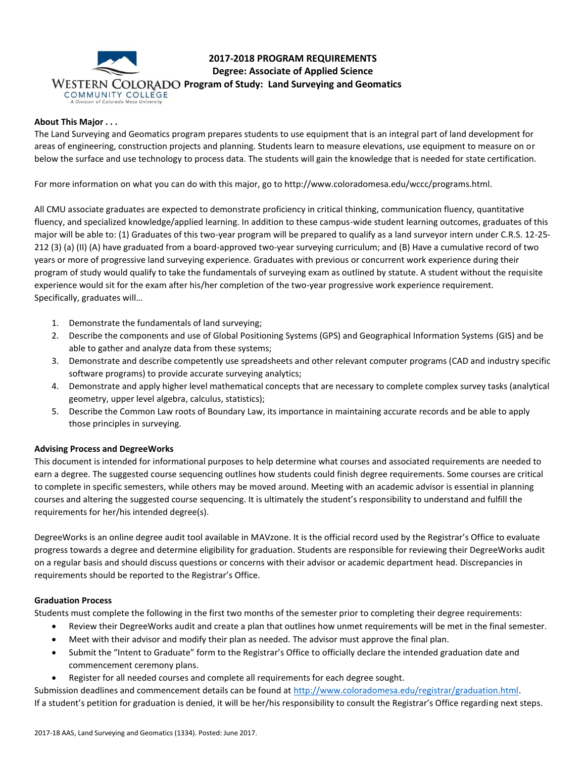# 2017-2018 PROGRAM REQUIREMENTS

## Degree: Associate of Applied Science

## Program of Study: Land Surveying and Geomatics

WESTERN COLORADO COMMUNITY COLLEGE
A Division of Colorado Mesa University

**About This Major . . .**

The Land Surveying and Geomatics program prepares students to use equipment that is an integral part of land development for areas of engineering, construction projects and planning. Students learn to measure elevations, use equipment to measure on or below the surface and use technology to process data. The students will gain the knowledge that is needed for state certification.

For more information on what you can do with this major, go to http://www.coloradomesa.edu/wccc/programs.html.

All CMU associate graduates are expected to demonstrate proficiency in critical thinking, communication fluency, quantitative fluency, and specialized knowledge/applied learning. In addition to these campus-wide student learning outcomes, graduates of this major will be able to: (1) Graduates of this two-year program will be prepared to qualify as a land surveyor intern under C.R.S. 12-25-212 (3) (a) (II) (A) have graduated from a board-approved two-year surveying curriculum; and (B) Have a cumulative record of two years or more of progressive land surveying experience. Graduates with previous or concurrent work experience during their program of study would qualify to take the fundamentals of surveying exam as outlined by statute. A student without the requisite experience would sit for the exam after his/her completion of the two-year progressive work experience requirement. Specifically, graduates will…

1. Demonstrate the fundamentals of land surveying;
2. Describe the components and use of Global Positioning Systems (GPS) and Geographical Information Systems (GIS) and be able to gather and analyze data from these systems;
3. Demonstrate and describe competently use spreadsheets and other relevant computer programs (CAD and industry specific software programs) to provide accurate surveying analytics;
4. Demonstrate and apply higher level mathematical concepts that are necessary to complete complex survey tasks (analytical geometry, upper level algebra, calculus, statistics);
5. Describe the Common Law roots of Boundary Law, its importance in maintaining accurate records and be able to apply those principles in surveying.

**Advising Process and DegreeWorks**

This document is intended for informational purposes to help determine what courses and associated requirements are needed to earn a degree. The suggested course sequencing outlines how students could finish degree requirements. Some courses are critical to complete in specific semesters, while others may be moved around. Meeting with an academic advisor is essential in planning courses and altering the suggested course sequencing. It is ultimately the student's responsibility to understand and fulfill the requirements for her/his intended degree(s).

DegreeWorks is an online degree audit tool available in MAVzone. It is the official record used by the Registrar's Office to evaluate progress towards a degree and determine eligibility for graduation. Students are responsible for reviewing their DegreeWorks audit on a regular basis and should discuss questions or concerns with their advisor or academic department head. Discrepancies in requirements should be reported to the Registrar's Office.

**Graduation Process**

Students must complete the following in the first two months of the semester prior to completing their degree requirements:

- Review their DegreeWorks audit and create a plan that outlines how unmet requirements will be met in the final semester.
- Meet with their advisor and modify their plan as needed. The advisor must approve the final plan.
- Submit the "Intent to Graduate" form to the Registrar's Office to officially declare the intended graduation date and commencement ceremony plans.
- Register for all needed courses and complete all requirements for each degree sought.

Submission deadlines and commencement details can be found at http://www.coloradomesa.edu/registrar/graduation.html.
If a student's petition for graduation is denied, it will be her/his responsibility to consult the Registrar's Office regarding next steps.

2017-18 AAS, Land Surveying and Geomatics (1334). Posted: June 2017.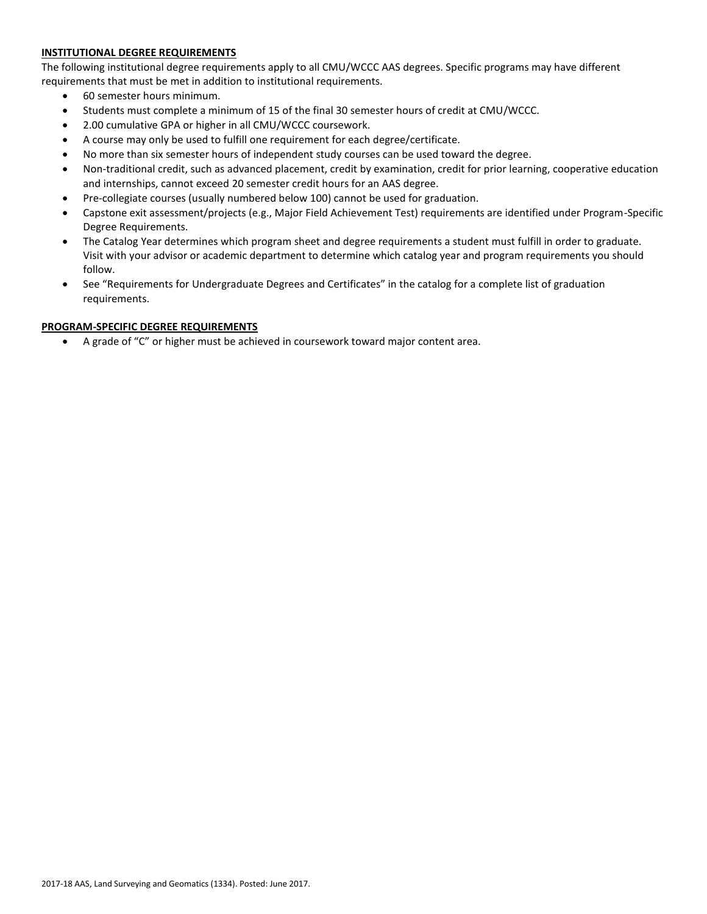## INSTITUTIONAL DEGREE REQUIREMENTS

The following institutional degree requirements apply to all CMU/WCCC AAS degrees. Specific programs may have different requirements that must be met in addition to institutional requirements.

- 60 semester hours minimum.
- Students must complete a minimum of 15 of the final 30 semester hours of credit at CMU/WCCC.
- 2.00 cumulative GPA or higher in all CMU/WCCC coursework.
- A course may only be used to fulfill one requirement for each degree/certificate.
- No more than six semester hours of independent study courses can be used toward the degree.
- Non-traditional credit, such as advanced placement, credit by examination, credit for prior learning, cooperative education and internships, cannot exceed 20 semester credit hours for an AAS degree.
- Pre-collegiate courses (usually numbered below 100) cannot be used for graduation.
- Capstone exit assessment/projects (e.g., Major Field Achievement Test) requirements are identified under Program-Specific Degree Requirements.
- The Catalog Year determines which program sheet and degree requirements a student must fulfill in order to graduate. Visit with your advisor or academic department to determine which catalog year and program requirements you should follow.
- See "Requirements for Undergraduate Degrees and Certificates" in the catalog for a complete list of graduation requirements.

## PROGRAM-SPECIFIC DEGREE REQUIREMENTS

- A grade of "C" or higher must be achieved in coursework toward major content area.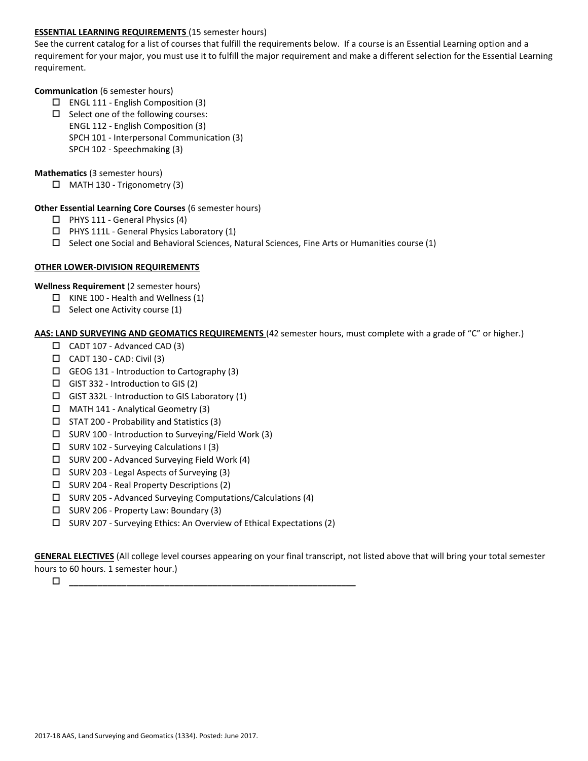**ESSENTIAL LEARNING REQUIREMENTS** (15 semester hours)

See the current catalog for a list of courses that fulfill the requirements below. If a course is an Essential Learning option and a requirement for your major, you must use it to fulfill the major requirement and make a different selection for the Essential Learning requirement.

**Communication** (6 semester hours)

- ☐ ENGL 111 - English Composition (3)
- ☐ Select one of the following courses:
  ENGL 112 - English Composition (3)
  SPCH 101 - Interpersonal Communication (3)
  SPCH 102 - Speechmaking (3)

**Mathematics** (3 semester hours)

- ☐ MATH 130 - Trigonometry (3)

**Other Essential Learning Core Courses** (6 semester hours)

- ☐ PHYS 111 - General Physics (4)
- ☐ PHYS 111L - General Physics Laboratory (1)
- ☐ Select one Social and Behavioral Sciences, Natural Sciences, Fine Arts or Humanities course (1)

**OTHER LOWER-DIVISION REQUIREMENTS**

**Wellness Requirement** (2 semester hours)

- ☐ KINE 100 - Health and Wellness (1)
- ☐ Select one Activity course (1)

**AAS: LAND SURVEYING AND GEOMATICS REQUIREMENTS** (42 semester hours, must complete with a grade of "C" or higher.)

- ☐ CADT 107 - Advanced CAD (3)
- ☐ CADT 130 - CAD: Civil (3)
- ☐ GEOG 131 - Introduction to Cartography (3)
- ☐ GIST 332 - Introduction to GIS (2)
- ☐ GIST 332L - Introduction to GIS Laboratory (1)
- ☐ MATH 141 - Analytical Geometry (3)
- ☐ STAT 200 - Probability and Statistics (3)
- ☐ SURV 100 - Introduction to Surveying/Field Work (3)
- ☐ SURV 102 - Surveying Calculations I (3)
- ☐ SURV 200 - Advanced Surveying Field Work (4)
- ☐ SURV 203 - Legal Aspects of Surveying (3)
- ☐ SURV 204 - Real Property Descriptions (2)
- ☐ SURV 205 - Advanced Surveying Computations/Calculations (4)
- ☐ SURV 206 - Property Law: Boundary (3)
- ☐ SURV 207 - Surveying Ethics: An Overview of Ethical Expectations (2)

**GENERAL ELECTIVES** (All college level courses appearing on your final transcript, not listed above that will bring your total semester hours to 60 hours. 1 semester hour.)

- ☐ ______________________________________________________________

2017-18 AAS, Land Surveying and Geomatics (1334). Posted: June 2017.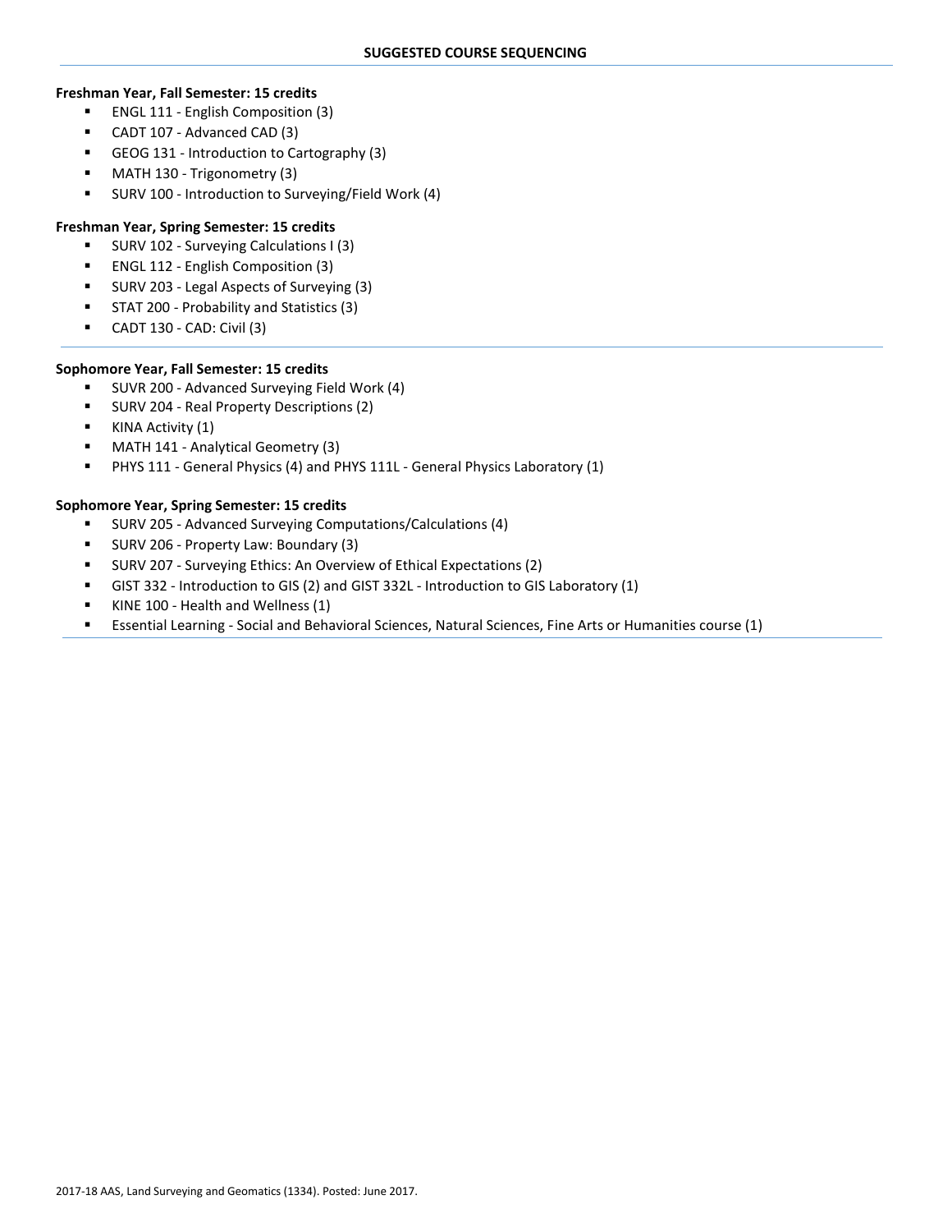## SUGGESTED COURSE SEQUENCING

**Freshman Year, Fall Semester: 15 credits**

- ENGL 111 - English Composition (3)
- CADT 107 - Advanced CAD (3)
- GEOG 131 - Introduction to Cartography (3)
- MATH 130 - Trigonometry (3)
- SURV 100 - Introduction to Surveying/Field Work (4)

**Freshman Year, Spring Semester: 15 credits**

- SURV 102 - Surveying Calculations I (3)
- ENGL 112 - English Composition (3)
- SURV 203 - Legal Aspects of Surveying (3)
- STAT 200 - Probability and Statistics (3)
- CADT 130 - CAD: Civil (3)

**Sophomore Year, Fall Semester: 15 credits**

- SUVR 200 - Advanced Surveying Field Work (4)
- SURV 204 - Real Property Descriptions (2)
- KINA Activity (1)
- MATH 141 - Analytical Geometry (3)
- PHYS 111 - General Physics (4) and PHYS 111L - General Physics Laboratory (1)

**Sophomore Year, Spring Semester: 15 credits**

- SURV 205 - Advanced Surveying Computations/Calculations (4)
- SURV 206 - Property Law: Boundary (3)
- SURV 207 - Surveying Ethics: An Overview of Ethical Expectations (2)
- GIST 332 - Introduction to GIS (2) and GIST 332L - Introduction to GIS Laboratory (1)
- KINE 100 - Health and Wellness (1)
- Essential Learning - Social and Behavioral Sciences, Natural Sciences, Fine Arts or Humanities course (1)

2017-18 AAS, Land Surveying and Geomatics (1334). Posted: June 2017.